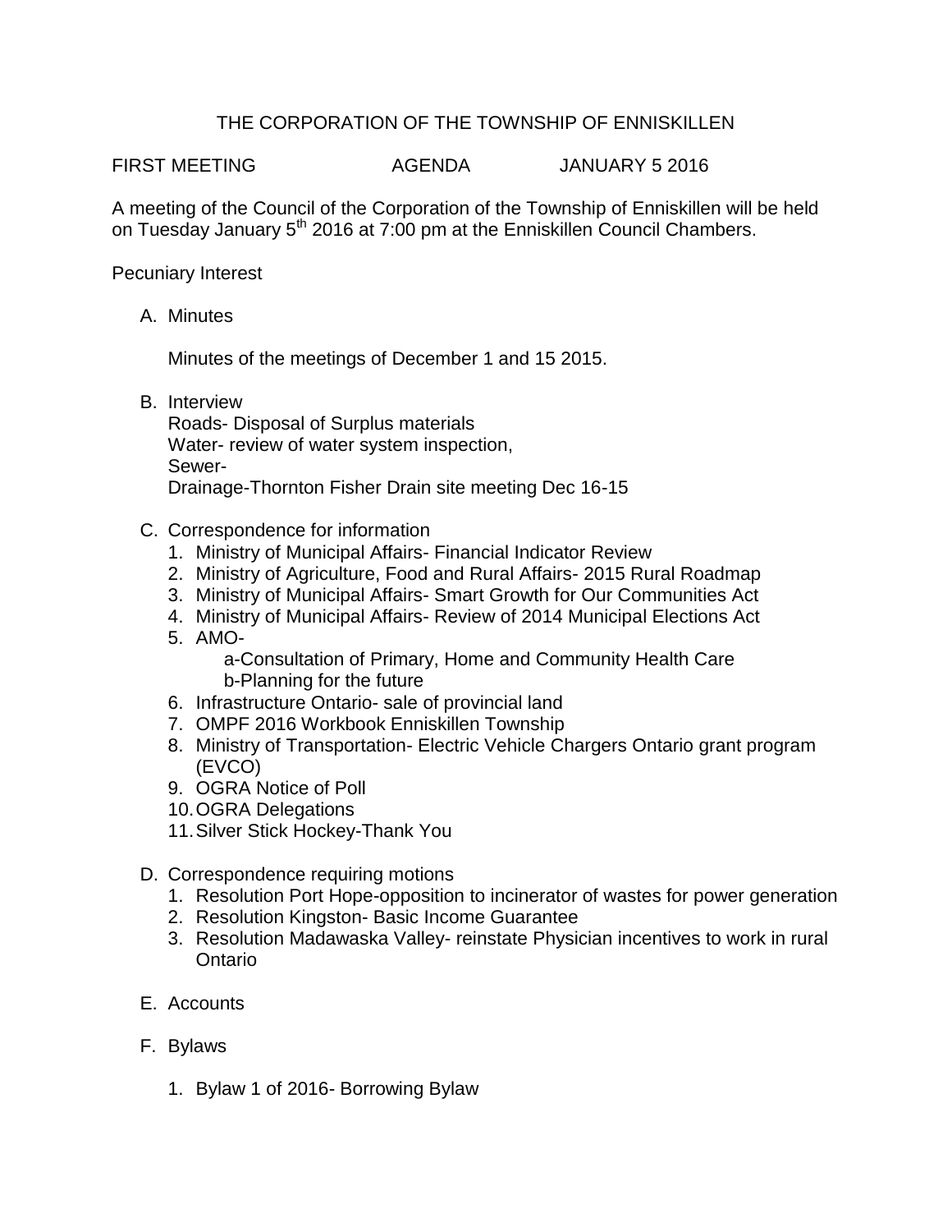# THE CORPORATION OF THE TOWNSHIP OF ENNISKILLEN

FIRST MEETING　　AGENDA　　JANUARY 5 2016

A meeting of the Council of the Corporation of the Township of Enniskillen will be held on Tuesday January 5th 2016 at 7:00 pm at the Enniskillen Council Chambers.

Pecuniary Interest

A. Minutes

   Minutes of the meetings of December 1 and 15 2015.

B. Interview
   Roads- Disposal of Surplus materials
   Water- review of water system inspection,
   Sewer-
   Drainage-Thornton Fisher Drain site meeting Dec 16-15

C. Correspondence for information
   1. Ministry of Municipal Affairs- Financial Indicator Review
   2. Ministry of Agriculture, Food and Rural Affairs- 2015 Rural Roadmap
   3. Ministry of Municipal Affairs- Smart Growth for Our Communities Act
   4. Ministry of Municipal Affairs- Review of 2014 Municipal Elections Act
   5. AMO-
      a-Consultation of Primary, Home and Community Health Care
      b-Planning for the future
   6. Infrastructure Ontario- sale of provincial land
   7. OMPF 2016 Workbook Enniskillen Township
   8. Ministry of Transportation- Electric Vehicle Chargers Ontario grant program (EVCO)
   9. OGRA Notice of Poll
   10. OGRA Delegations
   11. Silver Stick Hockey-Thank You

D. Correspondence requiring motions
   1. Resolution Port Hope-opposition to incinerator of wastes for power generation
   2. Resolution Kingston- Basic Income Guarantee
   3. Resolution Madawaska Valley- reinstate Physician incentives to work in rural Ontario

E. Accounts

F. Bylaws

   1. Bylaw 1 of 2016- Borrowing Bylaw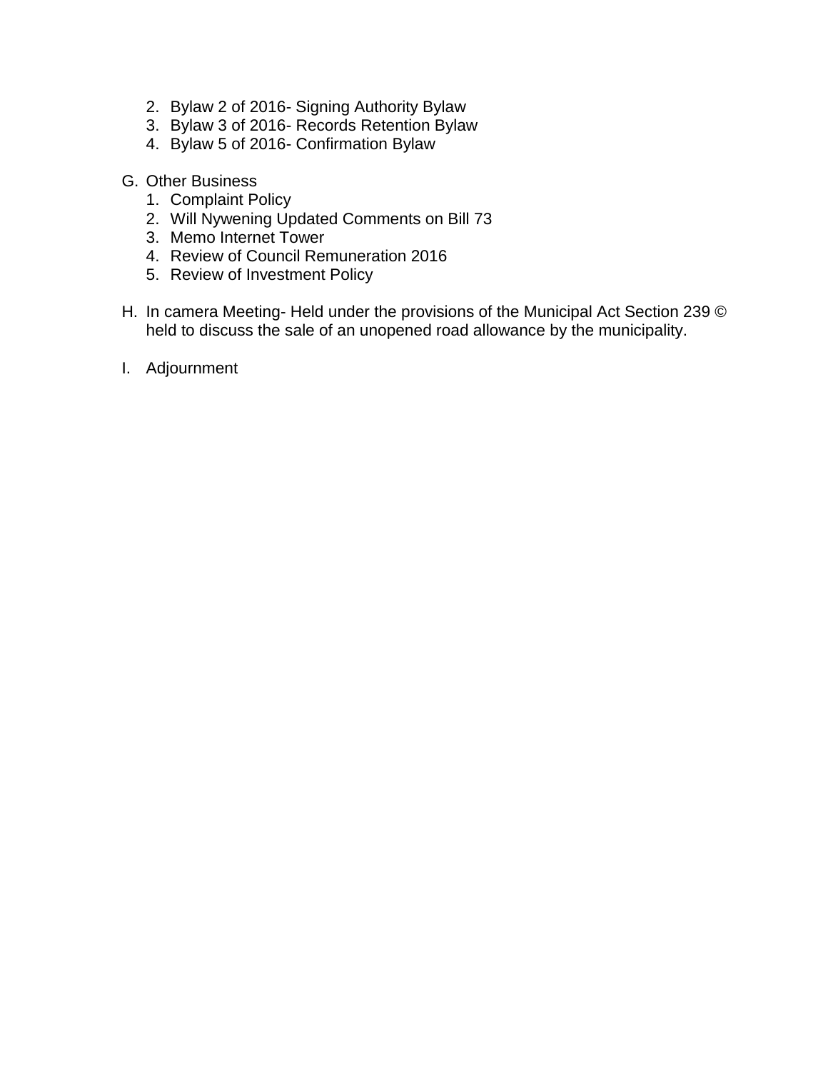2. Bylaw 2 of 2016- Signing Authority Bylaw
3. Bylaw 3 of 2016- Records Retention Bylaw
4. Bylaw 5 of 2016- Confirmation Bylaw

G. Other Business
   1. Complaint Policy
   2. Will Nywening Updated Comments on Bill 73
   3. Memo Internet Tower
   4. Review of Council Remuneration 2016
   5. Review of Investment Policy

H. In camera Meeting- Held under the provisions of the Municipal Act Section 239 © held to discuss the sale of an unopened road allowance by the municipality.

I. Adjournment